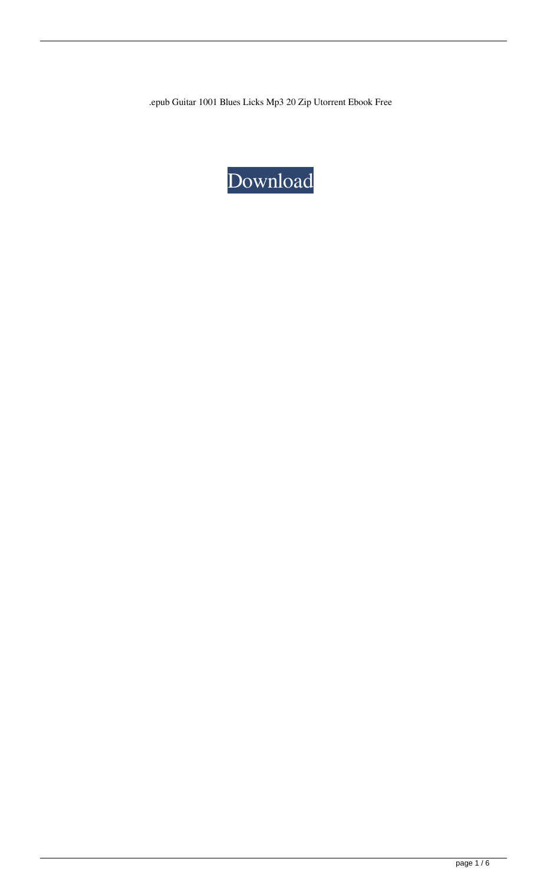.epub Guitar 1001 Blues Licks Mp3 20 Zip Utorrent Ebook Free

Download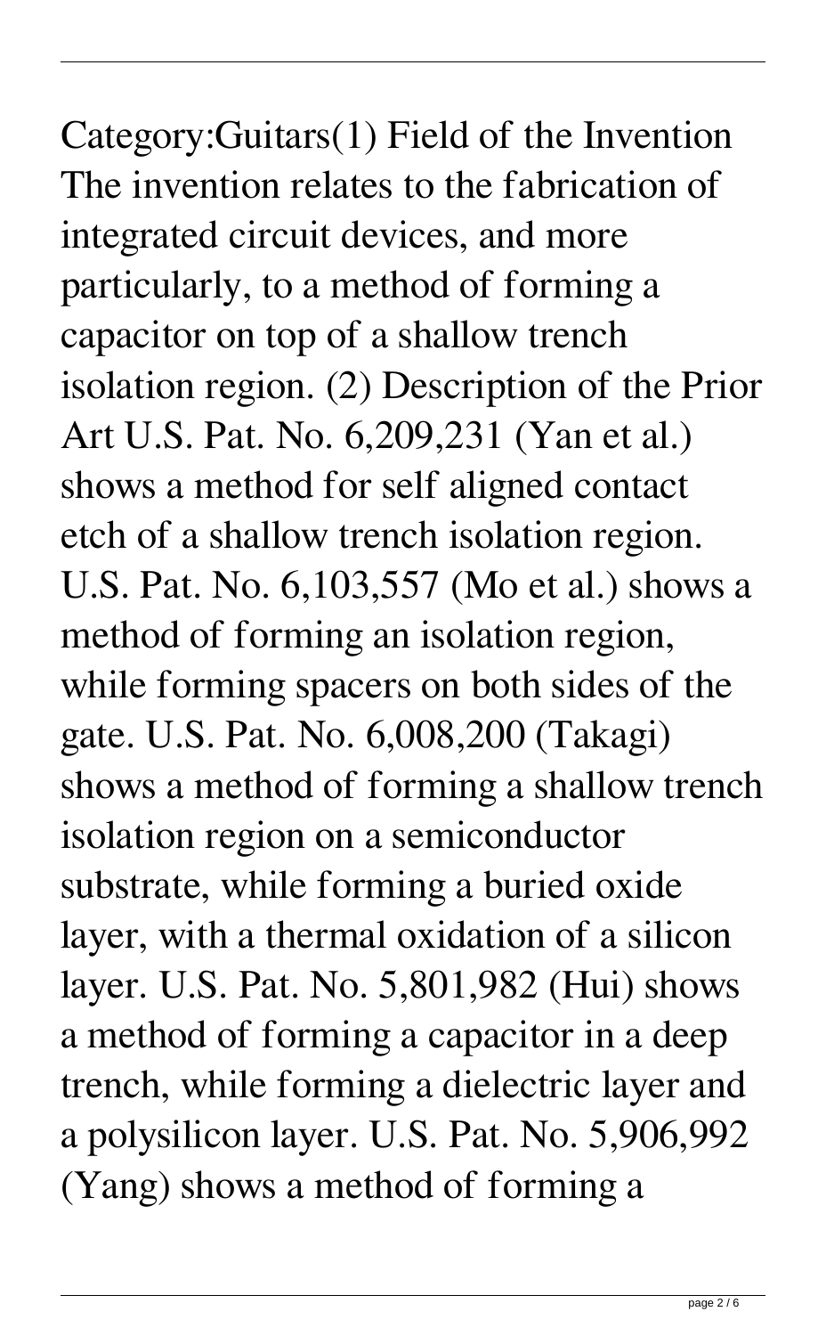Category:Guitars(1) Field of the Invention The invention relates to the fabrication of integrated circuit devices, and more particularly, to a method of forming a capacitor on top of a shallow trench isolation region. (2) Description of the Prior Art U.S. Pat. No. 6,209,231 (Yan et al.) shows a method for self aligned contact etch of a shallow trench isolation region. U.S. Pat. No. 6,103,557 (Mo et al.) shows a method of forming an isolation region, while forming spacers on both sides of the gate. U.S. Pat. No. 6,008,200 (Takagi) shows a method of forming a shallow trench isolation region on a semiconductor substrate, while forming a buried oxide layer, with a thermal oxidation of a silicon layer. U.S. Pat. No. 5,801,982 (Hui) shows a method of forming a capacitor in a deep trench, while forming a dielectric layer and a polysilicon layer. U.S. Pat. No. 5,906,992 (Yang) shows a method of forming a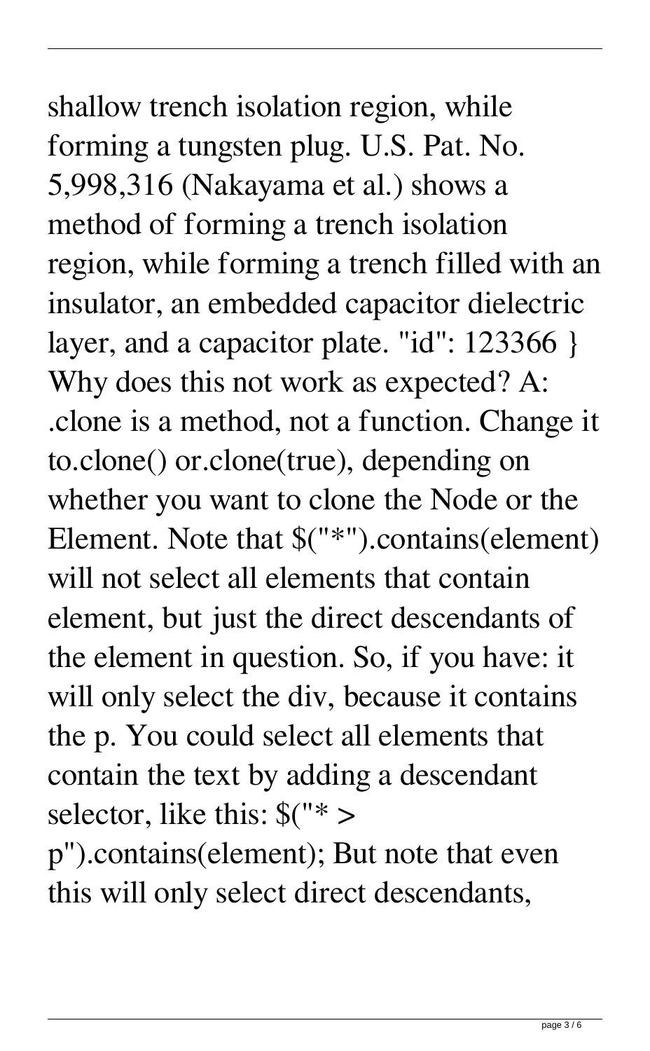shallow trench isolation region, while forming a tungsten plug. U.S. Pat. No. 5,998,316 (Nakayama et al.) shows a method of forming a trench isolation region, while forming a trench filled with an insulator, an embedded capacitor dielectric layer, and a capacitor plate. "id": 123366 } Why does this not work as expected? A: .clone is a method, not a function. Change it to.clone() or.clone(true), depending on whether you want to clone the Node or the Element. Note that $("*").contains(element) will not select all elements that contain element, but just the direct descendants of the element in question. So, if you have: it will only select the div, because it contains the p. You could select all elements that contain the text by adding a descendant selector, like this: $("* > p").contains(element); But note that even this will only select direct descendants,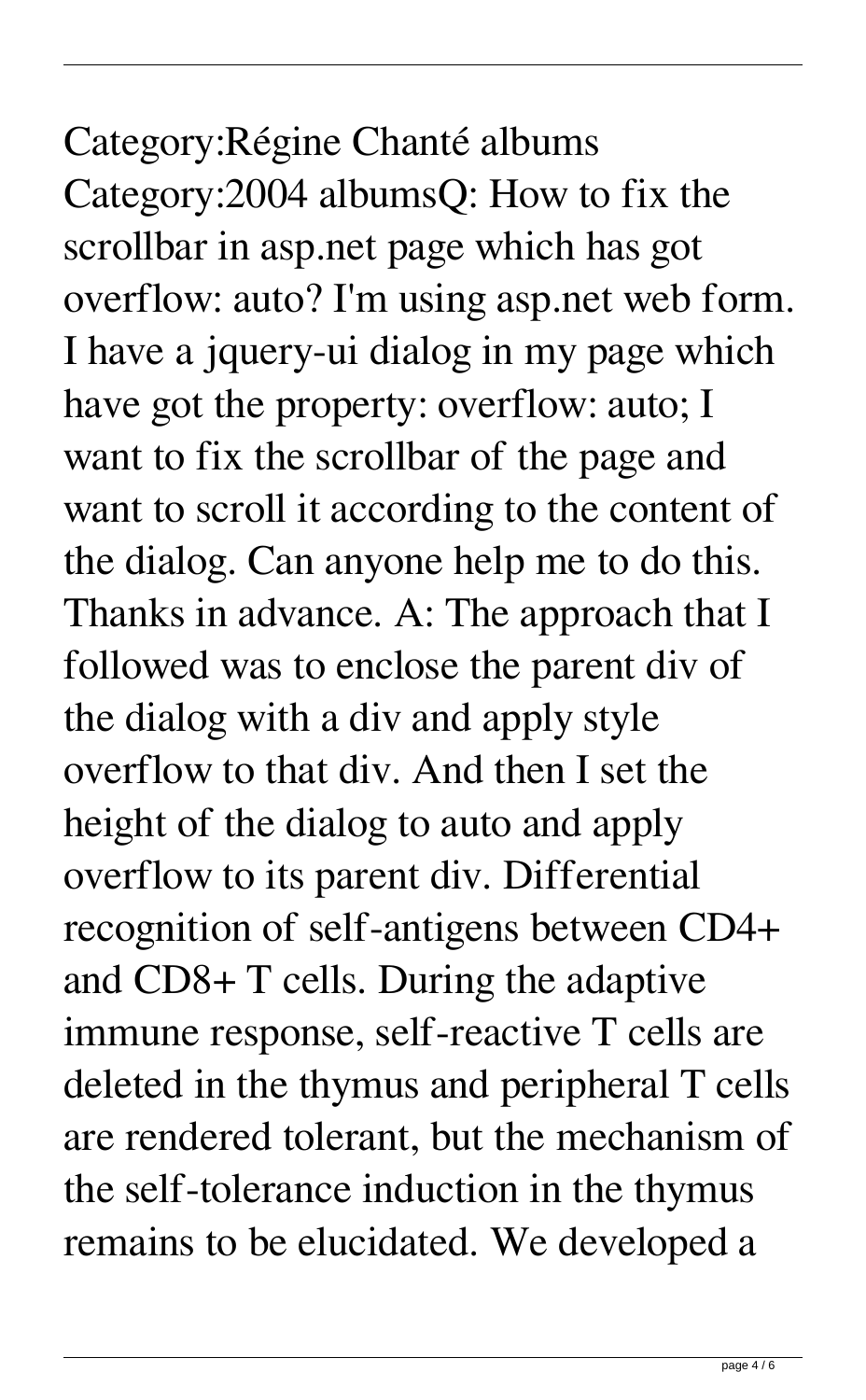Category:Régine Chanté albums Category:2004 albumsQ: How to fix the scrollbar in asp.net page which has got overflow: auto? I'm using asp.net web form. I have a jquery-ui dialog in my page which have got the property: overflow: auto; I want to fix the scrollbar of the page and want to scroll it according to the content of the dialog. Can anyone help me to do this. Thanks in advance. A: The approach that I followed was to enclose the parent div of the dialog with a div and apply style overflow to that div. And then I set the height of the dialog to auto and apply overflow to its parent div. Differential recognition of self-antigens between CD4+ and CD8+ T cells. During the adaptive immune response, self-reactive T cells are deleted in the thymus and peripheral T cells are rendered tolerant, but the mechanism of the self-tolerance induction in the thymus remains to be elucidated. We developed a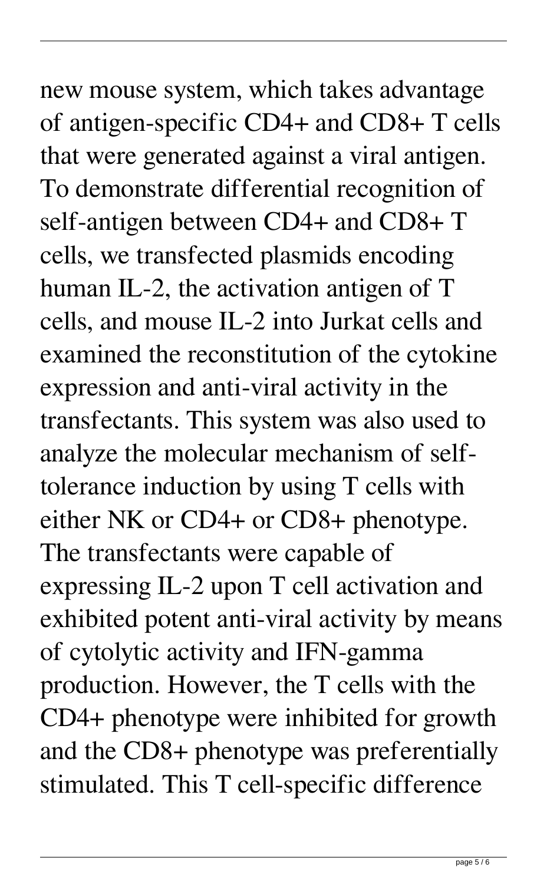new mouse system, which takes advantage of antigen-specific CD4+ and CD8+ T cells that were generated against a viral antigen. To demonstrate differential recognition of self-antigen between CD4+ and CD8+ T cells, we transfected plasmids encoding human IL-2, the activation antigen of T cells, and mouse IL-2 into Jurkat cells and examined the reconstitution of the cytokine expression and anti-viral activity in the transfectants. This system was also used to analyze the molecular mechanism of self-tolerance induction by using T cells with either NK or CD4+ or CD8+ phenotype. The transfectants were capable of expressing IL-2 upon T cell activation and exhibited potent anti-viral activity by means of cytolytic activity and IFN-gamma production. However, the T cells with the CD4+ phenotype were inhibited for growth and the CD8+ phenotype was preferentially stimulated. This T cell-specific difference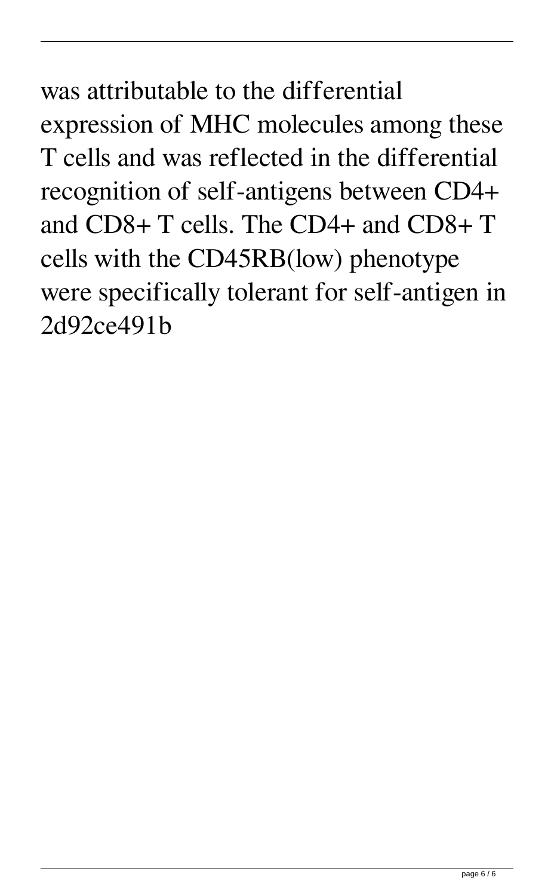was attributable to the differential expression of MHC molecules among these T cells and was reflected in the differential recognition of self-antigens between CD4+ and CD8+ T cells. The CD4+ and CD8+ T cells with the CD45RB(low) phenotype were specifically tolerant for self-antigen in 2d92ce491b